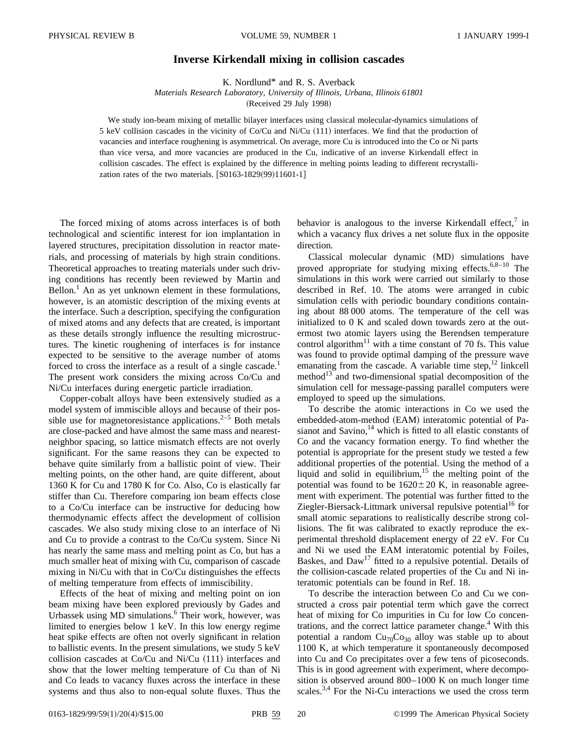# Inverse Kirkendall mixing in collision cascades

K. Nordlund* and R. S. Averback

*Materials Research Laboratory, University of Illinois, Urbana, Illinois 61801*

(Received 29 July 1998)

We study ion-beam mixing of metallic bilayer interfaces using classical molecular-dynamics simulations of 5 keV collision cascades in the vicinity of Co/Cu and Ni/Cu (111) interfaces. We find that the production of vacancies and interface roughening is asymmetrical. On average, more Cu is introduced into the Co or Ni parts than vice versa, and more vacancies are produced in the Cu, indicative of an inverse Kirkendall effect in collision cascades. The effect is explained by the difference in melting points leading to different recrystallization rates of the two materials. [S0163-1829(99)11601-1]

The forced mixing of atoms across interfaces is of both technological and scientific interest for ion implantation in layered structures, precipitation dissolution in reactor materials, and processing of materials by high strain conditions. Theoretical approaches to treating materials under such driving conditions has recently been reviewed by Martin and Bellon.[1] An as yet unknown element in these formulations, however, is an atomistic description of the mixing events at the interface. Such a description, specifying the configuration of mixed atoms and any defects that are created, is important as these details strongly influence the resulting microstructures. The kinetic roughening of interfaces is for instance expected to be sensitive to the average number of atoms forced to cross the interface as a result of a single cascade.[1] The present work considers the mixing across Co/Cu and Ni/Cu interfaces during energetic particle irradiation.

Copper-cobalt alloys have been extensively studied as a model system of immiscible alloys and because of their possible use for magnetoresistance applications.[2–5] Both metals are close-packed and have almost the same mass and nearest-neighbor spacing, so lattice mismatch effects are not overly significant. For the same reasons they can be expected to behave quite similarly from a ballistic point of view. Their melting points, on the other hand, are quite different, about 1360 K for Cu and 1780 K for Co. Also, Co is elastically far stiffer than Cu. Therefore comparing ion beam effects close to a Co/Cu interface can be instructive for deducing how thermodynamic effects affect the development of collision cascades. We also study mixing close to an interface of Ni and Cu to provide a contrast to the Co/Cu system. Since Ni has nearly the same mass and melting point as Co, but has a much smaller heat of mixing with Cu, comparison of cascade mixing in Ni/Cu with that in Co/Cu distinguishes the effects of melting temperature from effects of immiscibility.

Effects of the heat of mixing and melting point on ion beam mixing have been explored previously by Gades and Urbassek using MD simulations.[6] Their work, however, was limited to energies below 1 keV. In this low energy regime heat spike effects are often not overly significant in relation to ballistic events. In the present simulations, we study 5 keV collision cascades at Co/Cu and Ni/Cu (111) interfaces and show that the lower melting temperature of Cu than of Ni and Co leads to vacancy fluxes across the interface in these systems and thus also to non-equal solute fluxes. Thus the behavior is analogous to the inverse Kirkendall effect,[7] in which a vacancy flux drives a net solute flux in the opposite direction.

Classical molecular dynamic (MD) simulations have proved appropriate for studying mixing effects.[6,8–10] The simulations in this work were carried out similarly to those described in Ref. 10. The atoms were arranged in cubic simulation cells with periodic boundary conditions containing about 88 000 atoms. The temperature of the cell was initialized to 0 K and scaled down towards zero at the outermost two atomic layers using the Berendsen temperature control algorithm[11] with a time constant of 70 fs. This value was found to provide optimal damping of the pressure wave emanating from the cascade. A variable time step,[12] linkcell method[13] and two-dimensional spatial decomposition of the simulation cell for message-passing parallel computers were employed to speed up the simulations.

To describe the atomic interactions in Co we used the embedded-atom-method (EAM) interatomic potential of Pasianot and Savino,[14] which is fitted to all elastic constants of Co and the vacancy formation energy. To find whether the potential is appropriate for the present study we tested a few additional properties of the potential. Using the method of a liquid and solid in equilibrium,[15] the melting point of the potential was found to be $1620\pm20$ K, in reasonable agreement with experiment. The potential was further fitted to the Ziegler-Biersack-Littmark universal repulsive potential[16] for small atomic separations to realistically describe strong collisions. The fit was calibrated to exactly reproduce the experimental threshold displacement energy of 22 eV. For Cu and Ni we used the EAM interatomic potential by Foiles, Baskes, and Daw[17] fitted to a repulsive potential. Details of the collision-cascade related properties of the Cu and Ni interatomic potentials can be found in Ref. 18.

To describe the interaction between Co and Cu we constructed a cross pair potential term which gave the correct heat of mixing for Co impurities in Cu for low Co concentrations, and the correct lattice parameter change.[4] With this potential a random $Cu_{70}Co_{30}$ alloy was stable up to about 1100 K, at which temperature it spontaneously decomposed into Cu and Co precipitates over a few tens of picoseconds. This is in good agreement with experiment, where decomposition is observed around 800–1000 K on much longer time scales.[3,4] For the Ni-Cu interactions we used the cross term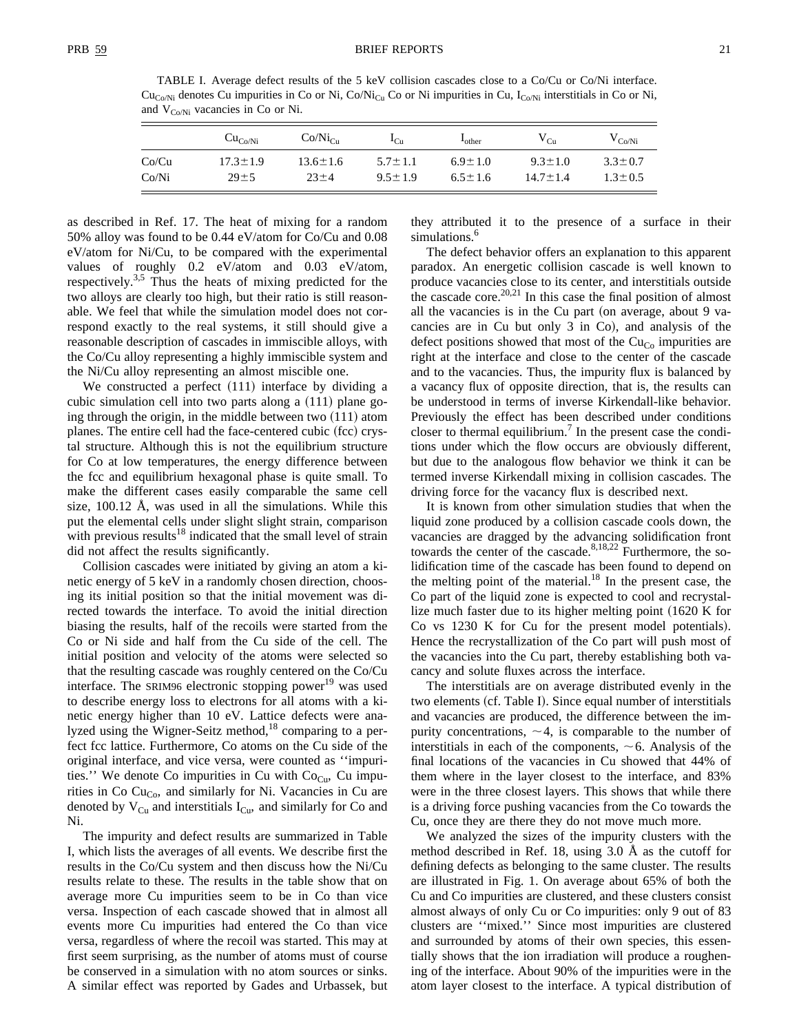TABLE I. Average defect results of the 5 keV collision cascades close to a Co/Cu or Co/Ni interface. $Cu_{Co/Ni}$ denotes Cu impurities in Co or Ni, $Co/Ni_{Cu}$ Co or Ni impurities in Cu, $I_{Co/Ni}$ interstitials in Co or Ni, and $V_{Co/Ni}$ vacancies in Co or Ni.

| | $Cu_{Co/Ni}$ | $Co/Ni_{Cu}$ | $I_{Cu}$ | $I_{other}$ | $V_{Cu}$ | $V_{Co/Ni}$ |
|---|---|---|---|---|---|---|
| Co/Cu | $17.3\pm1.9$ | $13.6\pm1.6$ | $5.7\pm1.1$ | $6.9\pm1.0$ | $9.3\pm1.0$ | $3.3\pm0.7$ |
| Co/Ni | $29\pm5$ | $23\pm4$ | $9.5\pm1.9$ | $6.5\pm1.6$ | $14.7\pm1.4$ | $1.3\pm0.5$ |

as described in Ref. 17. The heat of mixing for a random 50% alloy was found to be 0.44 eV/atom for Co/Cu and 0.08 eV/atom for Ni/Cu, to be compared with the experimental values of roughly 0.2 eV/atom and 0.03 eV/atom, respectively.[3,5] Thus the heats of mixing predicted for the two alloys are clearly too high, but their ratio is still reasonable. We feel that while the simulation model does not correspond exactly to the real systems, it still should give a reasonable description of cascades in immiscible alloys, with the Co/Cu alloy representing a highly immiscible system and the Ni/Cu alloy representing an almost miscible one.

We constructed a perfect (111) interface by dividing a cubic simulation cell into two parts along a (111) plane going through the origin, in the middle between two (111) atom planes. The entire cell had the face-centered cubic (fcc) crystal structure. Although this is not the equilibrium structure for Co at low temperatures, the energy difference between the fcc and equilibrium hexagonal phase is quite small. To make the different cases easily comparable the same cell size, 100.12 Å, was used in all the simulations. While this put the elemental cells under slight slight strain, comparison with previous results[18] indicated that the small level of strain did not affect the results significantly.

Collision cascades were initiated by giving an atom a kinetic energy of 5 keV in a randomly chosen direction, choosing its initial position so that the initial movement was directed towards the interface. To avoid the initial direction biasing the results, half of the recoils were started from the Co or Ni side and half from the Cu side of the cell. The initial position and velocity of the atoms were selected so that the resulting cascade was roughly centered on the Co/Cu interface. The SRIM96 electronic stopping power[19] was used to describe energy loss to electrons for all atoms with a kinetic energy higher than 10 eV. Lattice defects were analyzed using the Wigner-Seitz method,[18] comparing to a perfect fcc lattice. Furthermore, Co atoms on the Cu side of the original interface, and vice versa, were counted as ''impurities.'' We denote Co impurities in Cu with $Co_{Cu}$, Cu impurities in Co $Cu_{Co}$, and similarly for Ni. Vacancies in Cu are denoted by $V_{Cu}$ and interstitials $I_{Cu}$, and similarly for Co and Ni.

The impurity and defect results are summarized in Table I, which lists the averages of all events. We describe first the results in the Co/Cu system and then discuss how the Ni/Cu results relate to these. The results in the table show that on average more Cu impurities seem to be in Co than vice versa. Inspection of each cascade showed that in almost all events more Cu impurities had entered the Co than vice versa, regardless of where the recoil was started. This may at first seem surprising, as the number of atoms must of course be conserved in a simulation with no atom sources or sinks. A similar effect was reported by Gades and Urbassek, but they attributed it to the presence of a surface in their simulations.[6]

The defect behavior offers an explanation to this apparent paradox. An energetic collision cascade is well known to produce vacancies close to its center, and interstitials outside the cascade core.[20,21] In this case the final position of almost all the vacancies is in the Cu part (on average, about 9 vacancies are in Cu but only 3 in Co), and analysis of the defect positions showed that most of the $Cu_{Co}$ impurities are right at the interface and close to the center of the cascade and to the vacancies. Thus, the impurity flux is balanced by a vacancy flux of opposite direction, that is, the results can be understood in terms of inverse Kirkendall-like behavior. Previously the effect has been described under conditions closer to thermal equilibrium.[7] In the present case the conditions under which the flow occurs are obviously different, but due to the analogous flow behavior we think it can be termed inverse Kirkendall mixing in collision cascades. The driving force for the vacancy flux is described next.

It is known from other simulation studies that when the liquid zone produced by a collision cascade cools down, the vacancies are dragged by the advancing solidification front towards the center of the cascade.[8,18,22] Furthermore, the solidification time of the cascade has been found to depend on the melting point of the material.[18] In the present case, the Co part of the liquid zone is expected to cool and recrystallize much faster due to its higher melting point (1620 K for Co vs 1230 K for Cu for the present model potentials). Hence the recrystallization of the Co part will push most of the vacancies into the Cu part, thereby establishing both vacancy and solute fluxes across the interface.

The interstitials are on average distributed evenly in the two elements (cf. Table I). Since equal number of interstitials and vacancies are produced, the difference between the impurity concentrations, ~4, is comparable to the number of interstitials in each of the components, ~6. Analysis of the final locations of the vacancies in Cu showed that 44% of them where in the layer closest to the interface, and 83% were in the three closest layers. This shows that while there is a driving force pushing vacancies from the Co towards the Cu, once they are there they do not move much more.

We analyzed the sizes of the impurity clusters with the method described in Ref. 18, using 3.0 Å as the cutoff for defining defects as belonging to the same cluster. The results are illustrated in Fig. 1. On average about 65% of both the Cu and Co impurities are clustered, and these clusters consist almost always of only Cu or Co impurities: only 9 out of 83 clusters are ''mixed.'' Since most impurities are clustered and surrounded by atoms of their own species, this essentially shows that the ion irradiation will produce a roughening of the interface. About 90% of the impurities were in the atom layer closest to the interface. A typical distribution of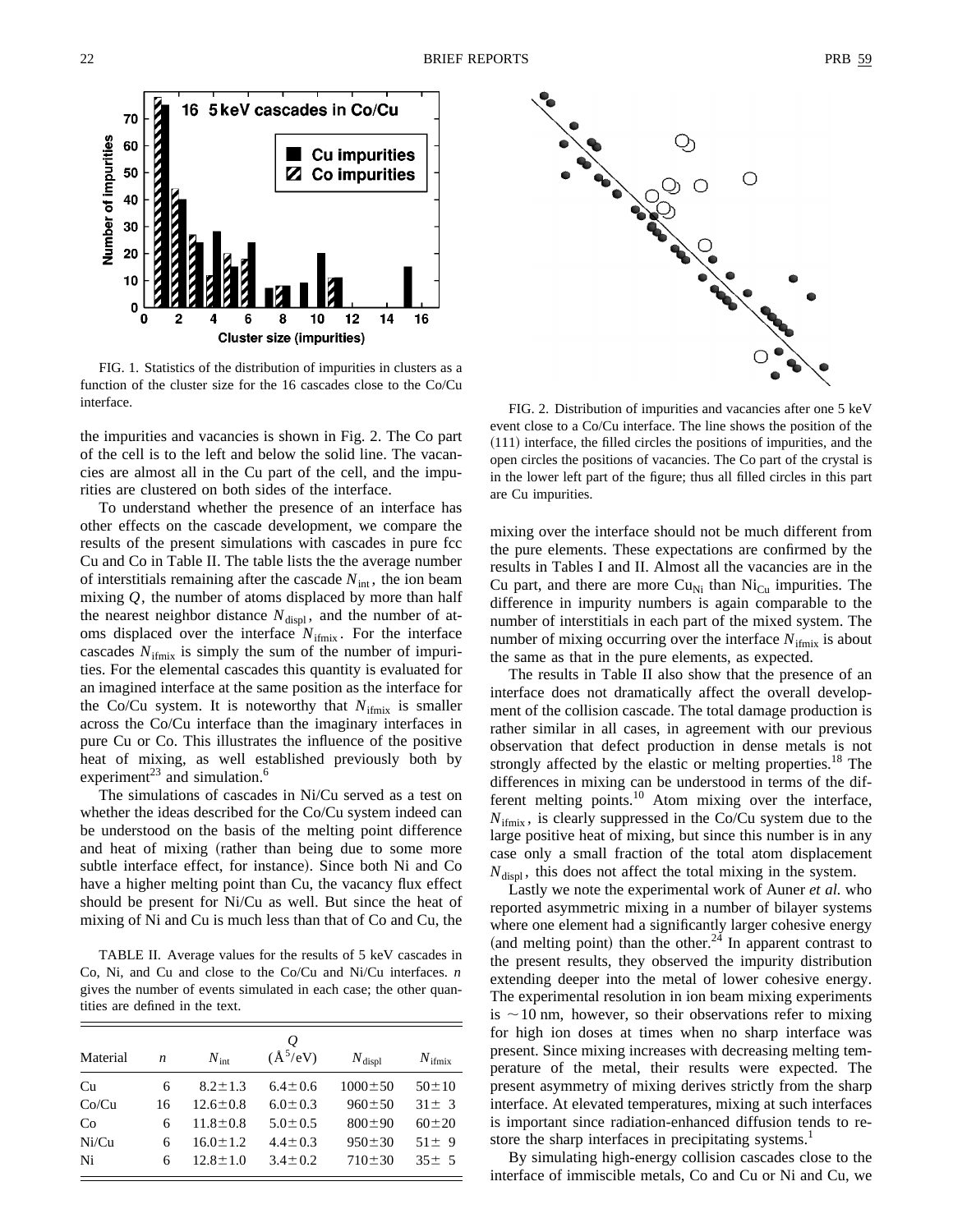FIG. 1. Statistics of the distribution of impurities in clusters as a function of the cluster size for the 16 cascades close to the Co/Cu interface.

FIG. 2. Distribution of impurities and vacancies after one 5 keV event close to a Co/Cu interface. The line shows the position of the (111) interface, the filled circles the positions of impurities, and the open circles the positions of vacancies. The Co part of the crystal is in the lower left part of the figure; thus all filled circles in this part are Cu impurities.

the impurities and vacancies is shown in Fig. 2. The Co part of the cell is to the left and below the solid line. The vacancies are almost all in the Cu part of the cell, and the impurities are clustered on both sides of the interface.

To understand whether the presence of an interface has other effects on the cascade development, we compare the results of the present simulations with cascades in pure fcc Cu and Co in Table II. The table lists the the average number of interstitials remaining after the cascade $N_{\rm int}$, the ion beam mixing $Q$, the number of atoms displaced by more than half the nearest neighbor distance $N_{\rm displ}$, and the number of atoms displaced over the interface $N_{\rm ifmix}$. For the interface cascades $N_{\rm ifmix}$ is simply the sum of the number of impurities. For the elemental cascades this quantity is evaluated for an imagined interface at the same position as the interface for the Co/Cu system. It is noteworthy that $N_{\rm ifmix}$ is smaller across the Co/Cu interface than the imaginary interfaces in pure Cu or Co. This illustrates the influence of the positive heat of mixing, as well established previously both by experiment[23] and simulation.[6]

The simulations of cascades in Ni/Cu served as a test on whether the ideas described for the Co/Cu system indeed can be understood on the basis of the melting point difference and heat of mixing (rather than being due to some more subtle interface effect, for instance). Since both Ni and Co have a higher melting point than Cu, the vacancy flux effect should be present for Ni/Cu as well. But since the heat of mixing of Ni and Cu is much less than that of Co and Cu, the mixing over the interface should not be much different from the pure elements. These expectations are confirmed by the results in Tables I and II. Almost all the vacancies are in the Cu part, and there are more $\rm Cu_{Ni}$ than $\rm Ni_{Cu}$ impurities. The difference in impurity numbers is again comparable to the number of interstitials in each part of the mixed system. The number of mixing occurring over the interface $N_{\rm ifmix}$ is about the same as that in the pure elements, as expected.

TABLE II. Average values for the results of 5 keV cascades in Co, Ni, and Cu and close to the Co/Cu and Ni/Cu interfaces. $n$ gives the number of events simulated in each case; the other quantities are defined in the text.

| Material | $n$ | $N_{\rm int}$ | $Q$ (Å$^5$/eV) | $N_{\rm displ}$ | $N_{\rm ifmix}$ |
|---|---|---|---|---|---|
| Cu | 6 | $8.2\pm1.3$ | $6.4\pm0.6$ | $1000\pm50$ | $50\pm10$ |
| Co/Cu | 16 | $12.6\pm0.8$ | $6.0\pm0.3$ | $960\pm50$ | $31\pm3$ |
| Co | 6 | $11.8\pm0.8$ | $5.0\pm0.5$ | $800\pm90$ | $60\pm20$ |
| Ni/Cu | 6 | $16.0\pm1.2$ | $4.4\pm0.3$ | $950\pm30$ | $51\pm9$ |
| Ni | 6 | $12.8\pm1.0$ | $3.4\pm0.2$ | $710\pm30$ | $35\pm5$ |

The results in Table II also show that the presence of an interface does not dramatically affect the overall development of the collision cascade. The total damage production is rather similar in all cases, in agreement with our previous observation that defect production in dense metals is not strongly affected by the elastic or melting properties.[18] The differences in mixing can be understood in terms of the different melting points.[10] Atom mixing over the interface, $N_{\rm ifmix}$, is clearly suppressed in the Co/Cu system due to the large positive heat of mixing, but since this number is in any case only a small fraction of the total atom displacement $N_{\rm displ}$, this does not affect the total mixing in the system.

Lastly we note the experimental work of Auner *et al.* who reported asymmetric mixing in a number of bilayer systems where one element had a significantly larger cohesive energy (and melting point) than the other.[24] In apparent contrast to the present results, they observed the impurity distribution extending deeper into the metal of lower cohesive energy. The experimental resolution in ion beam mixing experiments is $\sim10$ nm, however, so their observations refer to mixing for high ion doses at times when no sharp interface was present. Since mixing increases with decreasing melting temperature of the metal, their results were expected. The present asymmetry of mixing derives strictly from the sharp interface. At elevated temperatures, mixing at such interfaces is important since radiation-enhanced diffusion tends to restore the sharp interfaces in precipitating systems.[1]

By simulating high-energy collision cascades close to the interface of immiscible metals, Co and Cu or Ni and Cu, we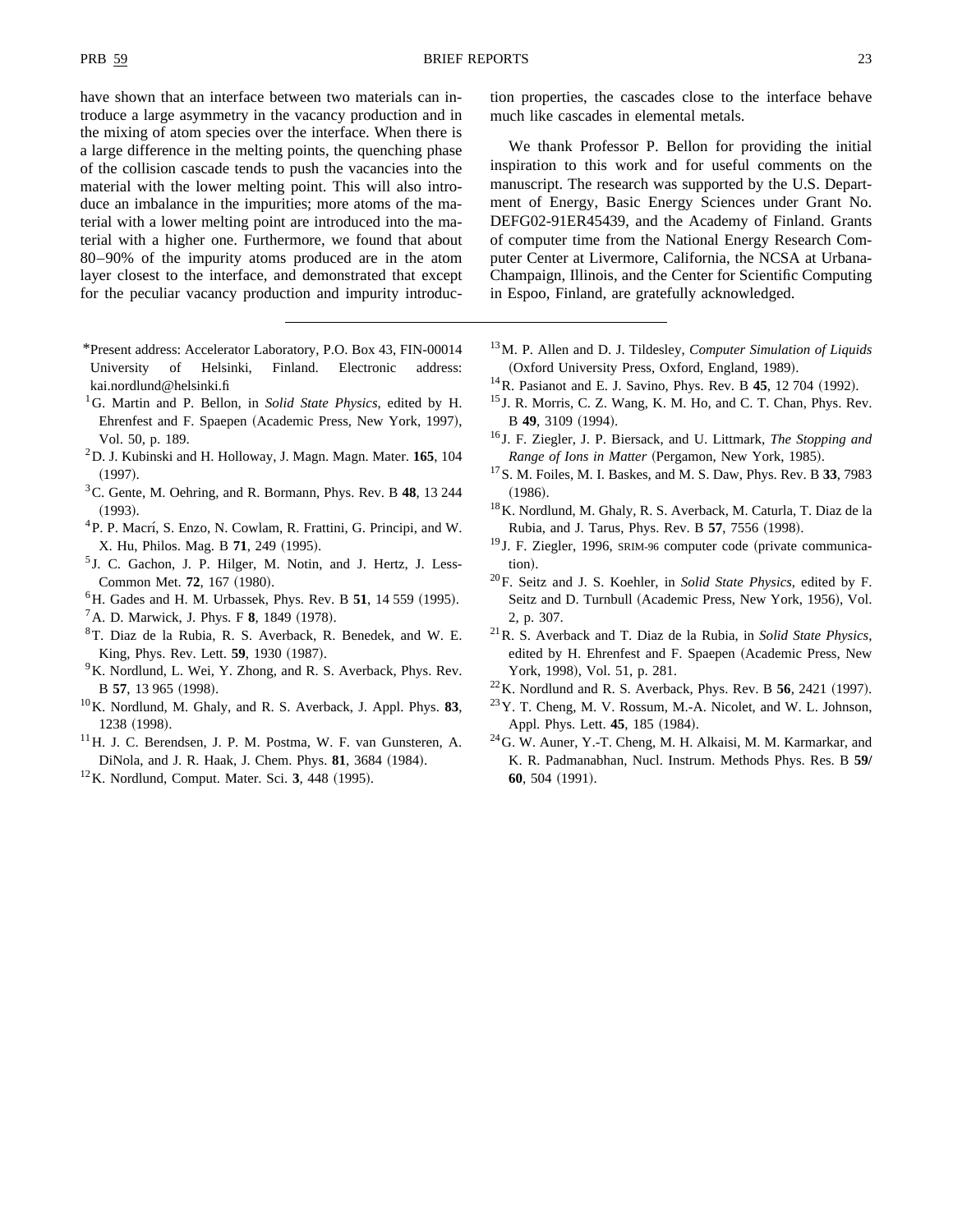have shown that an interface between two materials can introduce a large asymmetry in the vacancy production and in the mixing of atom species over the interface. When there is a large difference in the melting points, the quenching phase of the collision cascade tends to push the vacancies into the material with the lower melting point. This will also introduce an imbalance in the impurities; more atoms of the material with a lower melting point are introduced into the material with a higher one. Furthermore, we found that about 80–90% of the impurity atoms produced are in the atom layer closest to the interface, and demonstrated that except for the peculiar vacancy production and impurity introduction properties, the cascades close to the interface behave much like cascades in elemental metals.

We thank Professor P. Bellon for providing the initial inspiration to this work and for useful comments on the manuscript. The research was supported by the U.S. Department of Energy, Basic Energy Sciences under Grant No. DEFG02-91ER45439, and the Academy of Finland. Grants of computer time from the National Energy Research Computer Center at Livermore, California, the NCSA at Urbana-Champaign, Illinois, and the Center for Scientific Computing in Espoo, Finland, are gratefully acknowledged.

---

*Present address: Accelerator Laboratory, P.O. Box 43, FIN-00014 University of Helsinki, Finland. Electronic address: kai.nordlund@helsinki.fi

[1] G. Martin and P. Bellon, in *Solid State Physics*, edited by H. Ehrenfest and F. Spaepen (Academic Press, New York, 1997), Vol. 50, p. 189.

[2] D. J. Kubinski and H. Holloway, J. Magn. Magn. Mater. **165**, 104 (1997).

[3] C. Gente, M. Oehring, and R. Bormann, Phys. Rev. B **48**, 13 244 (1993).

[4] P. P. Macrí, S. Enzo, N. Cowlam, R. Frattini, G. Principi, and W. X. Hu, Philos. Mag. B **71**, 249 (1995).

[5] J. C. Gachon, J. P. Hilger, M. Notin, and J. Hertz, J. Less-Common Met. **72**, 167 (1980).

[6] H. Gades and H. M. Urbassek, Phys. Rev. B **51**, 14 559 (1995).

[7] A. D. Marwick, J. Phys. F **8**, 1849 (1978).

[8] T. Diaz de la Rubia, R. S. Averback, R. Benedek, and W. E. King, Phys. Rev. Lett. **59**, 1930 (1987).

[9] K. Nordlund, L. Wei, Y. Zhong, and R. S. Averback, Phys. Rev. B **57**, 13 965 (1998).

[10] K. Nordlund, M. Ghaly, and R. S. Averback, J. Appl. Phys. **83**, 1238 (1998).

[11] H. J. C. Berendsen, J. P. M. Postma, W. F. van Gunsteren, A. DiNola, and J. R. Haak, J. Chem. Phys. **81**, 3684 (1984).

[12] K. Nordlund, Comput. Mater. Sci. **3**, 448 (1995).

[13] M. P. Allen and D. J. Tildesley, *Computer Simulation of Liquids* (Oxford University Press, Oxford, England, 1989).

[14] R. Pasianot and E. J. Savino, Phys. Rev. B **45**, 12 704 (1992).

[15] J. R. Morris, C. Z. Wang, K. M. Ho, and C. T. Chan, Phys. Rev. B **49**, 3109 (1994).

[16] J. F. Ziegler, J. P. Biersack, and U. Littmark, *The Stopping and Range of Ions in Matter* (Pergamon, New York, 1985).

[17] S. M. Foiles, M. I. Baskes, and M. S. Daw, Phys. Rev. B **33**, 7983 (1986).

[18] K. Nordlund, M. Ghaly, R. S. Averback, M. Caturla, T. Diaz de la Rubia, and J. Tarus, Phys. Rev. B **57**, 7556 (1998).

[19] J. F. Ziegler, 1996, SRIM-96 computer code (private communication).

[20] F. Seitz and J. S. Koehler, in *Solid State Physics*, edited by F. Seitz and D. Turnbull (Academic Press, New York, 1956), Vol. 2, p. 307.

[21] R. S. Averback and T. Diaz de la Rubia, in *Solid State Physics*, edited by H. Ehrenfest and F. Spaepen (Academic Press, New York, 1998), Vol. 51, p. 281.

[22] K. Nordlund and R. S. Averback, Phys. Rev. B **56**, 2421 (1997).

[23] Y. T. Cheng, M. V. Rossum, M.-A. Nicolet, and W. L. Johnson, Appl. Phys. Lett. **45**, 185 (1984).

[24] G. W. Auner, Y.-T. Cheng, M. H. Alkaisi, M. M. Karmarkar, and K. R. Padmanabhan, Nucl. Instrum. Methods Phys. Res. B **59/60**, 504 (1991).